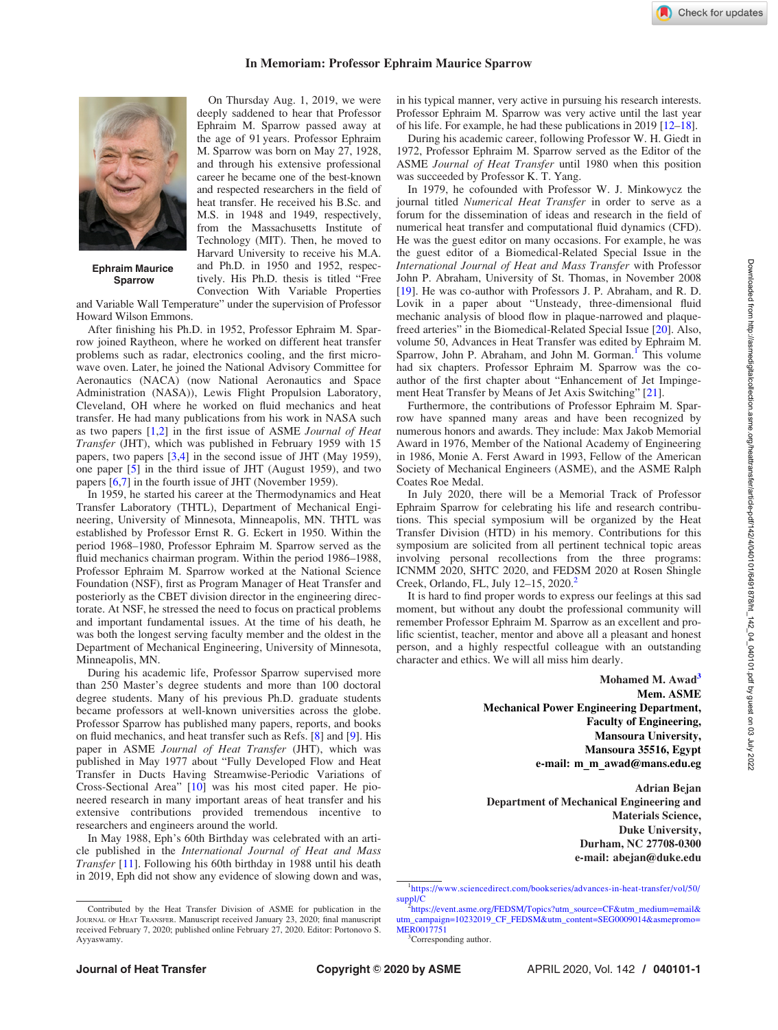# In Memoriam: Professor Ephraim Maurice Sparrow

**Ephraim Maurice Sparrow**

On Thursday Aug. 1, 2019, we were deeply saddened to hear that Professor Ephraim M. Sparrow passed away at the age of 91 years. Professor Ephraim M. Sparrow was born on May 27, 1928, and through his extensive professional career he became one of the best-known and respected researchers in the field of heat transfer. He received his B.Sc. and M.S. in 1948 and 1949, respectively, from the Massachusetts Institute of Technology (MIT). Then, he moved to Harvard University to receive his M.A. and Ph.D. in 1950 and 1952, respectively. His Ph.D. thesis is titled "Free Convection With Variable Properties and Variable Wall Temperature" under the supervision of Professor Howard Wilson Emmons.

After finishing his Ph.D. in 1952, Professor Ephraim M. Sparrow joined Raytheon, where he worked on different heat transfer problems such as radar, electronics cooling, and the first microwave oven. Later, he joined the National Advisory Committee for Aeronautics (NACA) (now National Aeronautics and Space Administration (NASA)), Lewis Flight Propulsion Laboratory, Cleveland, OH where he worked on fluid mechanics and heat transfer. He had many publications from his work in NASA such as two papers [1,2] in the first issue of ASME *Journal of Heat Transfer* (JHT), which was published in February 1959 with 15 papers, two papers [3,4] in the second issue of JHT (May 1959), one paper [5] in the third issue of JHT (August 1959), and two papers [6,7] in the fourth issue of JHT (November 1959).

In 1959, he started his career at the Thermodynamics and Heat Transfer Laboratory (THTL), Department of Mechanical Engineering, University of Minnesota, Minneapolis, MN. THTL was established by Professor Ernst R. G. Eckert in 1950. Within the period 1968–1980, Professor Ephraim M. Sparrow served as the fluid mechanics chairman program. Within the period 1986–1988, Professor Ephraim M. Sparrow worked at the National Science Foundation (NSF), first as Program Manager of Heat Transfer and posteriorly as the CBET division director in the engineering directorate. At NSF, he stressed the need to focus on practical problems and important fundamental issues. At the time of his death, he was both the longest serving faculty member and the oldest in the Department of Mechanical Engineering, University of Minnesota, Minneapolis, MN.

During his academic life, Professor Sparrow supervised more than 250 Master's degree students and more than 100 doctoral degree students. Many of his previous Ph.D. graduate students became professors at well-known universities across the globe. Professor Sparrow has published many papers, reports, and books on fluid mechanics, and heat transfer such as Refs. [8] and [9]. His paper in ASME *Journal of Heat Transfer* (JHT), which was published in May 1977 about "Fully Developed Flow and Heat Transfer in Ducts Having Streamwise-Periodic Variations of Cross-Sectional Area" [10] was his most cited paper. He pioneered research in many important areas of heat transfer and his extensive contributions provided tremendous incentive to researchers and engineers around the world.

In May 1988, Eph's 60th Birthday was celebrated with an article published in the *International Journal of Heat and Mass Transfer* [11]. Following his 60th birthday in 1988 until his death in 2019, Eph did not show any evidence of slowing down and was, in his typical manner, very active in pursuing his research interests. Professor Ephraim M. Sparrow was very active until the last year of his life. For example, he had these publications in 2019 [12–18].

During his academic career, following Professor W. H. Giedt in 1972, Professor Ephraim M. Sparrow served as the Editor of the ASME *Journal of Heat Transfer* until 1980 when this position was succeeded by Professor K. T. Yang.

In 1979, he cofounded with Professor W. J. Minkowycz the journal titled *Numerical Heat Transfer* in order to serve as a forum for the dissemination of ideas and research in the field of numerical heat transfer and computational fluid dynamics (CFD). He was the guest editor on many occasions. For example, he was the guest editor of a Biomedical-Related Special Issue in the *International Journal of Heat and Mass Transfer* with Professor John P. Abraham, University of St. Thomas, in November 2008 [19]. He was co-author with Professors J. P. Abraham, and R. D. Lovik in a paper about "Unsteady, three-dimensional fluid mechanic analysis of blood flow in plaque-narrowed and plaque-freed arteries" in the Biomedical-Related Special Issue [20]. Also, volume 50, Advances in Heat Transfer was edited by Ephraim M. Sparrow, John P. Abraham, and John M. Gorman.[1] This volume had six chapters. Professor Ephraim M. Sparrow was the co-author of the first chapter about "Enhancement of Jet Impingement Heat Transfer by Means of Jet Axis Switching" [21].

Furthermore, the contributions of Professor Ephraim M. Sparrow have spanned many areas and have been recognized by numerous honors and awards. They include: Max Jakob Memorial Award in 1976, Member of the National Academy of Engineering in 1986, Monie A. Ferst Award in 1993, Fellow of the American Society of Mechanical Engineers (ASME), and the ASME Ralph Coates Roe Medal.

In July 2020, there will be a Memorial Track of Professor Ephraim Sparrow for celebrating his life and research contributions. This special symposium will be organized by the Heat Transfer Division (HTD) in his memory. Contributions for this symposium are solicited from all pertinent technical topic areas involving personal recollections from the three programs: ICNMM 2020, SHTC 2020, and FEDSM 2020 at Rosen Shingle Creek, Orlando, FL, July 12–15, 2020.[2]

It is hard to find proper words to express our feelings at this sad moment, but without any doubt the professional community will remember Professor Ephraim M. Sparrow as an excellent and prolific scientist, teacher, mentor and above all a pleasant and honest person, and a highly respectful colleague with an outstanding character and ethics. We will all miss him dearly.

**Mohamed M. Awad[3]**
**Mem. ASME**
**Mechanical Power Engineering Department,**
**Faculty of Engineering,**
**Mansoura University,**
**Mansoura 35516, Egypt**
**e-mail: m_m_awad@mans.edu.eg**

**Adrian Bejan**
**Department of Mechanical Engineering and**
**Materials Science,**
**Duke University,**
**Durham, NC 27708-0300**
**e-mail: abejan@duke.edu**

---

Contributed by the Heat Transfer Division of ASME for publication in the Journal of Heat Transfer. Manuscript received January 23, 2020; final manuscript received February 7, 2020; published online February 27, 2020. Editor: Portonovo S. Ayyaswamy.

[1] https://www.sciencedirect.com/bookseries/advances-in-heat-transfer/vol/50/suppl/C

[2] https://event.asme.org/FEDSM/Topics?utm_source=CF&utm_medium=email&utm_campaign=10232019_CF_FEDSM&utm_content=SEG0009014&asmepromo=MER0017751

[3] Corresponding author.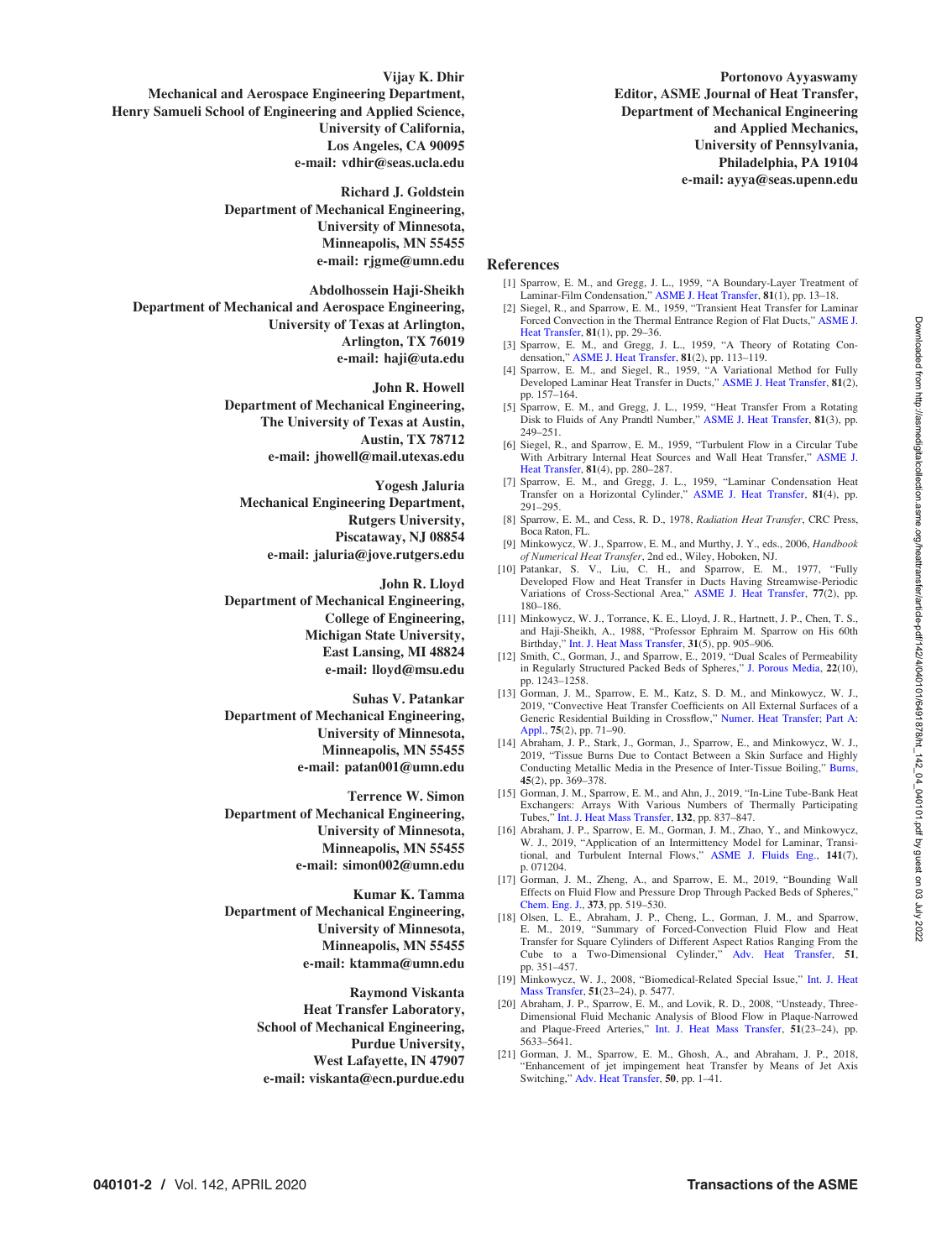**Vijay K. Dhir**
**Mechanical and Aerospace Engineering Department,**
**Henry Samueli School of Engineering and Applied Science,**
**University of California,**
**Los Angeles, CA 90095**
**e-mail: vdhir@seas.ucla.edu**

**Richard J. Goldstein**
**Department of Mechanical Engineering,**
**University of Minnesota,**
**Minneapolis, MN 55455**
**e-mail: rjgme@umn.edu**

**Abdolhossein Haji-Sheikh**
**Department of Mechanical and Aerospace Engineering,**
**University of Texas at Arlington,**
**Arlington, TX 76019**
**e-mail: haji@uta.edu**

**John R. Howell**
**Department of Mechanical Engineering,**
**The University of Texas at Austin,**
**Austin, TX 78712**
**e-mail: jhowell@mail.utexas.edu**

**Yogesh Jaluria**
**Mechanical Engineering Department,**
**Rutgers University,**
**Piscataway, NJ 08854**
**e-mail: jaluria@jove.rutgers.edu**

**John R. Lloyd**
**Department of Mechanical Engineering,**
**College of Engineering,**
**Michigan State University,**
**East Lansing, MI 48824**
**e-mail: lloyd@msu.edu**

**Suhas V. Patankar**
**Department of Mechanical Engineering,**
**University of Minnesota,**
**Minneapolis, MN 55455**
**e-mail: patan001@umn.edu**

**Terrence W. Simon**
**Department of Mechanical Engineering,**
**University of Minnesota,**
**Minneapolis, MN 55455**
**e-mail: simon002@umn.edu**

**Kumar K. Tamma**
**Department of Mechanical Engineering,**
**University of Minnesota,**
**Minneapolis, MN 55455**
**e-mail: ktamma@umn.edu**

**Raymond Viskanta**
**Heat Transfer Laboratory,**
**School of Mechanical Engineering,**
**Purdue University,**
**West Lafayette, IN 47907**
**e-mail: viskanta@ecn.purdue.edu**

**Portonovo Ayyaswamy**
**Editor, ASME Journal of Heat Transfer,**
**Department of Mechanical Engineering**
**and Applied Mechanics,**
**University of Pennsylvania,**
**Philadelphia, PA 19104**
**e-mail: ayya@seas.upenn.edu**

## References

[1] Sparrow, E. M., and Gregg, J. L., 1959, "A Boundary-Layer Treatment of Laminar-Film Condensation," ASME J. Heat Transfer, **81**(1), pp. 13–18.

[2] Siegel, R., and Sparrow, E. M., 1959, "Transient Heat Transfer for Laminar Forced Convection in the Thermal Entrance Region of Flat Ducts," ASME J. Heat Transfer, **81**(1), pp. 29–36.

[3] Sparrow, E. M., and Gregg, J. L., 1959, "A Theory of Rotating Condensation," ASME J. Heat Transfer, **81**(2), pp. 113–119.

[4] Sparrow, E. M., and Siegel, R., 1959, "A Variational Method for Fully Developed Laminar Heat Transfer in Ducts," ASME J. Heat Transfer, **81**(2), pp. 157–164.

[5] Sparrow, E. M., and Gregg, J. L., 1959, "Heat Transfer From a Rotating Disk to Fluids of Any Prandtl Number," ASME J. Heat Transfer, **81**(3), pp. 249–251.

[6] Siegel, R., and Sparrow, E. M., 1959, "Turbulent Flow in a Circular Tube With Arbitrary Internal Heat Sources and Wall Heat Transfer," ASME J. Heat Transfer, **81**(4), pp. 280–287.

[7] Sparrow, E. M., and Gregg, J. L., 1959, "Laminar Condensation Heat Transfer on a Horizontal Cylinder," ASME J. Heat Transfer, **81**(4), pp. 291–295.

[8] Sparrow, E. M., and Cess, R. D., 1978, *Radiation Heat Transfer*, CRC Press, Boca Raton, FL.

[9] Minkowycz, W. J., Sparrow, E. M., and Murthy, J. Y., eds., 2006, *Handbook of Numerical Heat Transfer*, 2nd ed., Wiley, Hoboken, NJ.

[10] Patankar, S. V., Liu, C. H., and Sparrow, E. M., 1977, "Fully Developed Flow and Heat Transfer in Ducts Having Streamwise-Periodic Variations of Cross-Sectional Area," ASME J. Heat Transfer, **77**(2), pp. 180–186.

[11] Minkowycz, W. J., Torrance, K. E., Lloyd, J. R., Hartnett, J. P., Chen, T. S., and Haji-Sheikh, A., 1988, "Professor Ephraim M. Sparrow on His 60th Birthday," Int. J. Heat Mass Transfer, **31**(5), pp. 905–906.

[12] Smith, C., Gorman, J., and Sparrow, E., 2019, "Dual Scales of Permeability in Regularly Structured Packed Beds of Spheres," J. Porous Media, **22**(10), pp. 1243–1258.

[13] Gorman, J. M., Sparrow, E. M., Katz, S. D. M., and Minkowycz, W. J., 2019, "Convective Heat Transfer Coefficients on All External Surfaces of a Generic Residential Building in Crossflow," Numer. Heat Transfer; Part A: Appl., **75**(2), pp. 71–90.

[14] Abraham, J. P., Stark, J., Gorman, J., Sparrow, E., and Minkowycz, W. J., 2019, "Tissue Burns Due to Contact Between a Skin Surface and Highly Conducting Metallic Media in the Presence of Inter-Tissue Boiling," Burns, **45**(2), pp. 369–378.

[15] Gorman, J. M., Sparrow, E. M., and Ahn, J., 2019, "In-Line Tube-Bank Heat Exchangers: Arrays With Various Numbers of Thermally Participating Tubes," Int. J. Heat Mass Transfer, **132**, pp. 837–847.

[16] Abraham, J. P., Sparrow, E. M., Gorman, J. M., Zhao, Y., and Minkowycz, W. J., 2019, "Application of an Intermittency Model for Laminar, Transitional, and Turbulent Internal Flows," ASME J. Fluids Eng., **141**(7), p. 071204.

[17] Gorman, J. M., Zheng, A., and Sparrow, E. M., 2019, "Bounding Wall Effects on Fluid Flow and Pressure Drop Through Packed Beds of Spheres," Chem. Eng. J., **373**, pp. 519–530.

[18] Olsen, L. E., Abraham, J. P., Cheng, L., Gorman, J. M., and Sparrow, E. M., 2019, "Summary of Forced-Convection Fluid Flow and Heat Transfer for Square Cylinders of Different Aspect Ratios Ranging From the Cube to a Two-Dimensional Cylinder," Adv. Heat Transfer, **51**, pp. 351–457.

[19] Minkowycz, W. J., 2008, "Biomedical-Related Special Issue," Int. J. Heat Mass Transfer, **51**(23–24), p. 5477.

[20] Abraham, J. P., Sparrow, E. M., and Lovik, R. D., 2008, "Unsteady, Three-Dimensional Fluid Mechanic Analysis of Blood Flow in Plaque-Narrowed and Plaque-Freed Arteries," Int. J. Heat Mass Transfer, **51**(23–24), pp. 5633–5641.

[21] Gorman, J. M., Sparrow, E. M., Ghosh, A., and Abraham, J. P., 2018, "Enhancement of jet impingement heat Transfer by Means of Jet Axis Switching," Adv. Heat Transfer, **50**, pp. 1–41.